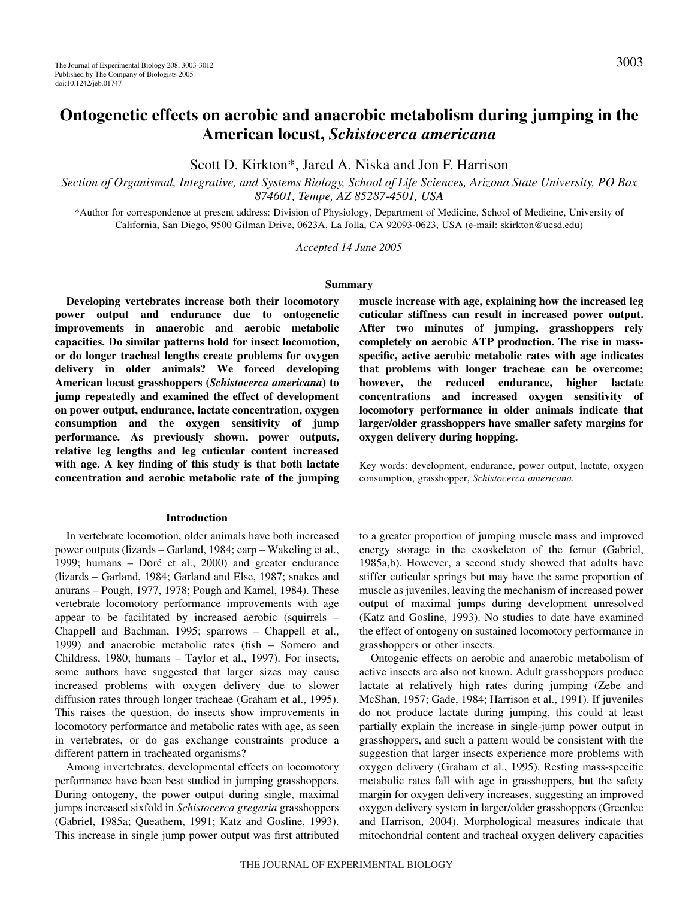# Ontogenetic effects on aerobic and anaerobic metabolism during jumping in the American locust, *Schistocerca americana*

Scott D. Kirkton*, Jared A. Niska and Jon F. Harrison

*Section of Organismal, Integrative, and Systems Biology, School of Life Sciences, Arizona State University, PO Box 874601, Tempe, AZ 85287-4501, USA*

*Author for correspondence at present address: Division of Physiology, Department of Medicine, School of Medicine, University of California, San Diego, 9500 Gilman Drive, 0623A, La Jolla, CA 92093-0623, USA (e-mail: skirkton@ucsd.edu)

*Accepted 14 June 2005*

## Summary

**Developing vertebrates increase both their locomotory power output and endurance due to ontogenetic improvements in anaerobic and aerobic metabolic capacities. Do similar patterns hold for insect locomotion, or do longer tracheal lengths create problems for oxygen delivery in older animals? We forced developing American locust grasshoppers (*Schistocerca americana*) to jump repeatedly and examined the effect of development on power output, endurance, lactate concentration, oxygen consumption and the oxygen sensitivity of jump performance. As previously shown, power outputs, relative leg lengths and leg cuticular content increased with age. A key finding of this study is that both lactate concentration and aerobic metabolic rate of the jumping muscle increase with age, explaining how the increased leg cuticular stiffness can result in increased power output. After two minutes of jumping, grasshoppers rely completely on aerobic ATP production. The rise in mass-specific, active aerobic metabolic rates with age indicates that problems with longer tracheae can be overcome; however, the reduced endurance, higher lactate concentrations and increased oxygen sensitivity of locomotory performance in older animals indicate that larger/older grasshoppers have smaller safety margins for oxygen delivery during hopping.**

Key words: development, endurance, power output, lactate, oxygen consumption, grasshopper, *Schistocerca americana*.

## Introduction

In vertebrate locomotion, older animals have both increased power outputs (lizards – Garland, 1984; carp – Wakeling et al., 1999; humans – Doré et al., 2000) and greater endurance (lizards – Garland, 1984; Garland and Else, 1987; snakes and anurans – Pough, 1977, 1978; Pough and Kamel, 1984). These vertebrate locomotory performance improvements with age appear to be facilitated by increased aerobic (squirrels – Chappell and Bachman, 1995; sparrows – Chappell et al., 1999) and anaerobic metabolic rates (fish – Somero and Childress, 1980; humans – Taylor et al., 1997). For insects, some authors have suggested that larger sizes may cause increased problems with oxygen delivery due to slower diffusion rates through longer tracheae (Graham et al., 1995). This raises the question, do insects show improvements in locomotory performance and metabolic rates with age, as seen in vertebrates, or do gas exchange constraints produce a different pattern in tracheated organisms?

Among invertebrates, developmental effects on locomotory performance have been best studied in jumping grasshoppers. During ontogeny, the power output during single, maximal jumps increased sixfold in *Schistocerca gregaria* grasshoppers (Gabriel, 1985a; Queathem, 1991; Katz and Gosline, 1993). This increase in single jump power output was first attributed to a greater proportion of jumping muscle mass and improved energy storage in the exoskeleton of the femur (Gabriel, 1985a,b). However, a second study showed that adults have stiffer cuticular springs but may have the same proportion of muscle as juveniles, leaving the mechanism of increased power output of maximal jumps during development unresolved (Katz and Gosline, 1993). No studies to date have examined the effect of ontogeny on sustained locomotory performance in grasshoppers or other insects.

Ontogenetic effects on aerobic and anaerobic metabolism of active insects are also not known. Adult grasshoppers produce lactate at relatively high rates during jumping (Zebe and McShan, 1957; Gade, 1984; Harrison et al., 1991). If juveniles do not produce lactate during jumping, this could at least partially explain the increase in single-jump power output in grasshoppers, and such a pattern would be consistent with the suggestion that larger insects experience more problems with oxygen delivery (Graham et al., 1995). Resting mass-specific metabolic rates fall with age in grasshoppers, but the safety margin for oxygen delivery increases, suggesting an improved oxygen delivery system in larger/older grasshoppers (Greenlee and Harrison, 2004). Morphological measures indicate that mitochondrial content and tracheal oxygen delivery capacities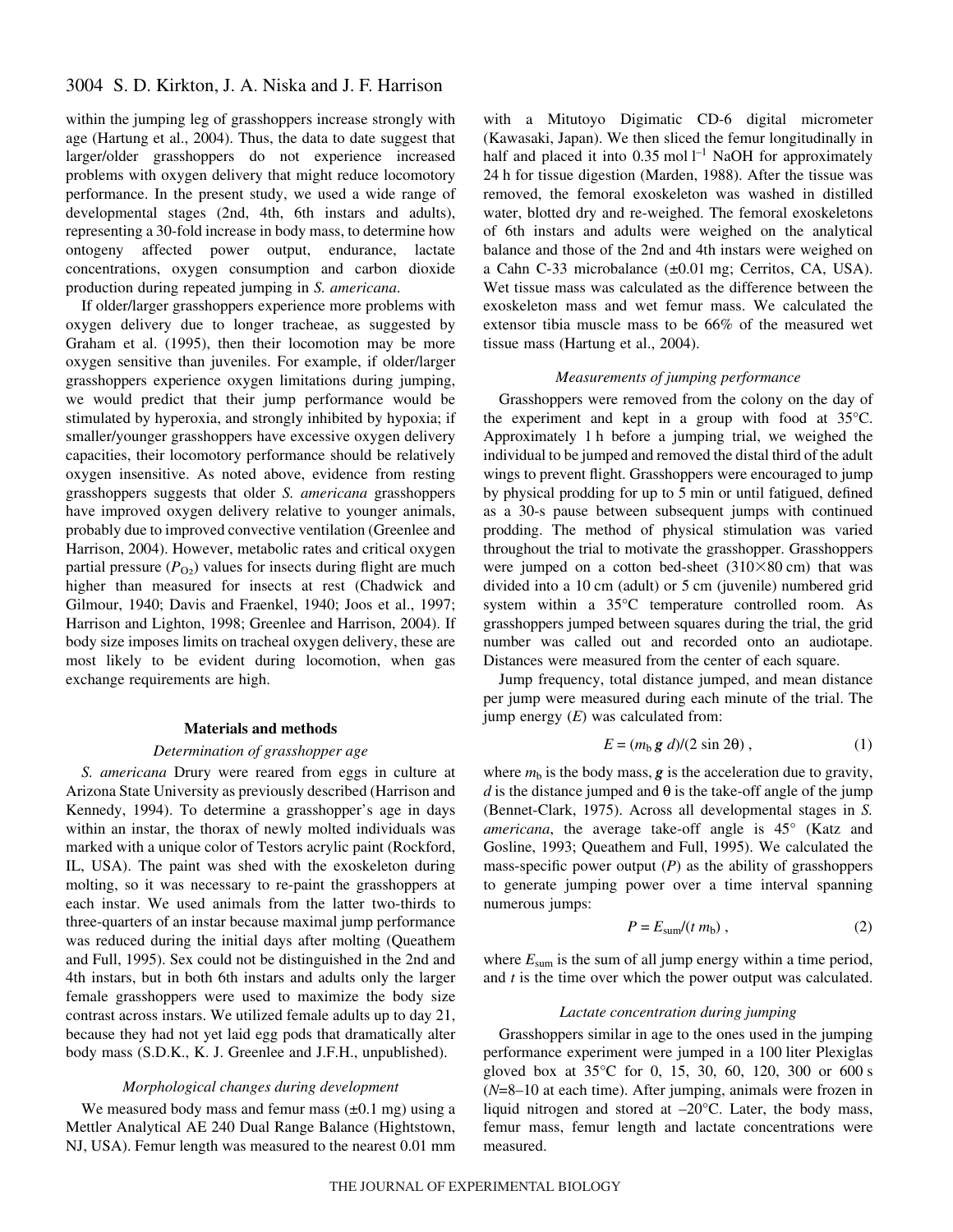within the jumping leg of grasshoppers increase strongly with age (Hartung et al., 2004). Thus, the data to date suggest that larger/older grasshoppers do not experience increased problems with oxygen delivery that might reduce locomotory performance. In the present study, we used a wide range of developmental stages (2nd, 4th, 6th instars and adults), representing a 30-fold increase in body mass, to determine how ontogeny affected power output, endurance, lactate concentrations, oxygen consumption and carbon dioxide production during repeated jumping in *S. americana*.

If older/larger grasshoppers experience more problems with oxygen delivery due to longer tracheae, as suggested by Graham et al. (1995), then their locomotion may be more oxygen sensitive than juveniles. For example, if older/larger grasshoppers experience oxygen limitations during jumping, we would predict that their jump performance would be stimulated by hyperoxia, and strongly inhibited by hypoxia; if smaller/younger grasshoppers have excessive oxygen delivery capacities, their locomotory performance should be relatively oxygen insensitive. As noted above, evidence from resting grasshoppers suggests that older *S. americana* grasshoppers have improved oxygen delivery relative to younger animals, probably due to improved convective ventilation (Greenlee and Harrison, 2004). However, metabolic rates and critical oxygen partial pressure ($P_{O_2}$) values for insects during flight are much higher than measured for insects at rest (Chadwick and Gilmour, 1940; Davis and Fraenkel, 1940; Joos et al., 1997; Harrison and Lighton, 1998; Greenlee and Harrison, 2004). If body size imposes limits on tracheal oxygen delivery, these are most likely to be evident during locomotion, when gas exchange requirements are high.

## Materials and methods

### *Determination of grasshopper age*

*S. americana* Drury were reared from eggs in culture at Arizona State University as previously described (Harrison and Kennedy, 1994). To determine a grasshopper's age in days within an instar, the thorax of newly molted individuals was marked with a unique color of Testors acrylic paint (Rockford, IL, USA). The paint was shed with the exoskeleton during molting, so it was necessary to re-paint the grasshoppers at each instar. We used animals from the latter two-thirds to three-quarters of an instar because maximal jump performance was reduced during the initial days after molting (Queathem and Full, 1995). Sex could not be distinguished in the 2nd and 4th instars, but in both 6th instars and adults only the larger female grasshoppers were used to maximize the body size contrast across instars. We utilized female adults up to day 21, because they had not yet laid egg pods that dramatically alter body mass (S.D.K., K. J. Greenlee and J.F.H., unpublished).

### *Morphological changes during development*

We measured body mass and femur mass (±0.1 mg) using a Mettler Analytical AE 240 Dual Range Balance (Hightstown, NJ, USA). Femur length was measured to the nearest 0.01 mm with a Mitutoyo Digimatic CD-6 digital micrometer (Kawasaki, Japan). We then sliced the femur longitudinally in half and placed it into 0.35 mol $l^{-1}$ NaOH for approximately 24 h for tissue digestion (Marden, 1988). After the tissue was removed, the femoral exoskeleton was washed in distilled water, blotted dry and re-weighed. The femoral exoskeletons of 6th instars and adults were weighed on the analytical balance and those of the 2nd and 4th instars were weighed on a Cahn C-33 microbalance (±0.01 mg; Cerritos, CA, USA). Wet tissue mass was calculated as the difference between the exoskeleton mass and wet femur mass. We calculated the extensor tibia muscle mass to be 66% of the measured wet tissue mass (Hartung et al., 2004).

### *Measurements of jumping performance*

Grasshoppers were removed from the colony on the day of the experiment and kept in a group with food at 35°C. Approximately 1 h before a jumping trial, we weighed the individual to be jumped and removed the distal third of the adult wings to prevent flight. Grasshoppers were encouraged to jump by physical prodding for up to 5 min or until fatigued, defined as a 30-s pause between subsequent jumps with continued prodding. The method of physical stimulation was varied throughout the trial to motivate the grasshopper. Grasshoppers were jumped on a cotton bed-sheet (310×80 cm) that was divided into a 10 cm (adult) or 5 cm (juvenile) numbered grid system within a 35°C temperature controlled room. As grasshoppers jumped between squares during the trial, the grid number was called out and recorded onto an audiotape. Distances were measured from the center of each square.

Jump frequency, total distance jumped, and mean distance per jump were measured during each minute of the trial. The jump energy ($E$) was calculated from:

$$E = (m_b \boldsymbol{g}\, d)/(2 \sin 2\theta)\,, \quad (1)$$

where $m_b$ is the body mass, $\boldsymbol{g}$ is the acceleration due to gravity, $d$ is the distance jumped and $\theta$ is the take-off angle of the jump (Bennet-Clark, 1975). Across all developmental stages in *S. americana*, the average take-off angle is 45° (Katz and Gosline, 1993; Queathem and Full, 1995). We calculated the mass-specific power output ($P$) as the ability of grasshoppers to generate jumping power over a time interval spanning numerous jumps:

$$P = E_{sum}/(t\, m_b)\,, \quad (2)$$

where $E_{sum}$ is the sum of all jump energy within a time period, and $t$ is the time over which the power output was calculated.

### *Lactate concentration during jumping*

Grasshoppers similar in age to the ones used in the jumping performance experiment were jumped in a 100 liter Plexiglas gloved box at 35°C for 0, 15, 30, 60, 120, 300 or 600 s ($N$=8–10 at each time). After jumping, animals were frozen in liquid nitrogen and stored at –20°C. Later, the body mass, femur mass, femur length and lactate concentrations were measured.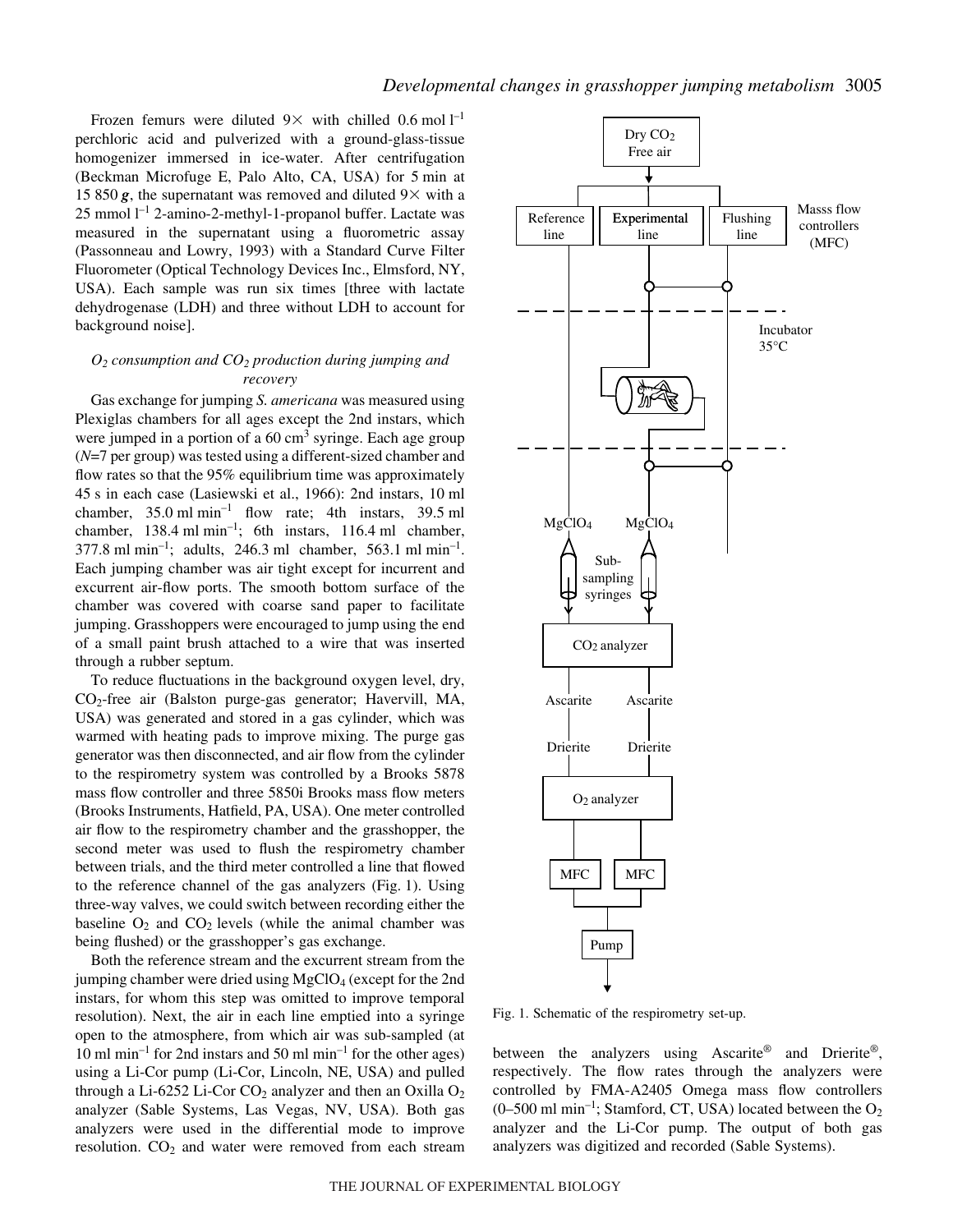Frozen femurs were diluted 9× with chilled 0.6 mol $l^{-1}$ perchloric acid and pulverized with a ground-glass-tissue homogenizer immersed in ice-water. After centrifugation (Beckman Microfuge E, Palo Alto, CA, USA) for 5 min at 15 850 $g$, the supernatant was removed and diluted 9× with a 25 mmol $l^{-1}$ 2-amino-2-methyl-1-propanol buffer. Lactate was measured in the supernatant using a fluorometric assay (Passonneau and Lowry, 1993) with a Standard Curve Filter Fluorometer (Optical Technology Devices Inc., Elmsford, NY, USA). Each sample was run six times [three with lactate dehydrogenase (LDH) and three without LDH to account for background noise].

### *$O_2$ consumption and $CO_2$ production during jumping and recovery*

Gas exchange for jumping *S. americana* was measured using Plexiglas chambers for all ages except the 2nd instars, which were jumped in a portion of a 60 $cm^3$ syringe. Each age group ($N$=7 per group) was tested using a different-sized chamber and flow rates so that the 95% equilibrium time was approximately 45 s in each case (Lasiewski et al., 1966): 2nd instars, 10 ml chamber, 35.0 ml $min^{-1}$ flow rate; 4th instars, 39.5 ml chamber, 138.4 ml $min^{-1}$; 6th instars, 116.4 ml chamber, 377.8 ml $min^{-1}$; adults, 246.3 ml chamber, 563.1 ml $min^{-1}$. Each jumping chamber was air tight except for incurrent and excurrent air-flow ports. The smooth bottom surface of the chamber was covered with coarse sand paper to facilitate jumping. Grasshoppers were encouraged to jump using the end of a small paint brush attached to a wire that was inserted through a rubber septum.

To reduce fluctuations in the background oxygen level, dry, $CO_2$-free air (Balston purge-gas generator; Havervill, MA, USA) was generated and stored in a gas cylinder, which was warmed with heating pads to improve mixing. The purge gas generator was then disconnected, and air flow from the cylinder to the respirometry system was controlled by a Brooks 5878 mass flow controller and three 5850i Brooks mass flow meters (Brooks Instruments, Hatfield, PA, USA). One meter controlled air flow to the respirometry chamber and the grasshopper, the second meter was used to flush the respirometry chamber between trials, and the third meter controlled a line that flowed to the reference channel of the gas analyzers (Fig. 1). Using three-way valves, we could switch between recording either the baseline $O_2$ and $CO_2$ levels (while the animal chamber was being flushed) or the grasshopper's gas exchange.

Both the reference stream and the excurrent stream from the jumping chamber were dried using $MgClO_4$ (except for the 2nd instars, for whom this step was omitted to improve temporal resolution). Next, the air in each line emptied into a syringe open to the atmosphere, from which air was sub-sampled (at 10 ml $min^{-1}$ for 2nd instars and 50 ml $min^{-1}$ for the other ages) using a Li-Cor pump (Li-Cor, Lincoln, NE, USA) and pulled through a Li-6252 Li-Cor $CO_2$ analyzer and then an Oxilla $O_2$ analyzer (Sable Systems, Las Vegas, NV, USA). Both gas analyzers were used in the differential mode to improve resolution. $CO_2$ and water were removed from each stream between the analyzers using Ascarite® and Drierite®, respectively. The flow rates through the analyzers were controlled by FMA-A2405 Omega mass flow controllers (0–500 ml $min^{-1}$; Stamford, CT, USA) located between the $O_2$ analyzer and the Li-Cor pump. The output of both gas analyzers was digitized and recorded (Sable Systems).

Fig. 1. Schematic of the respirometry set-up.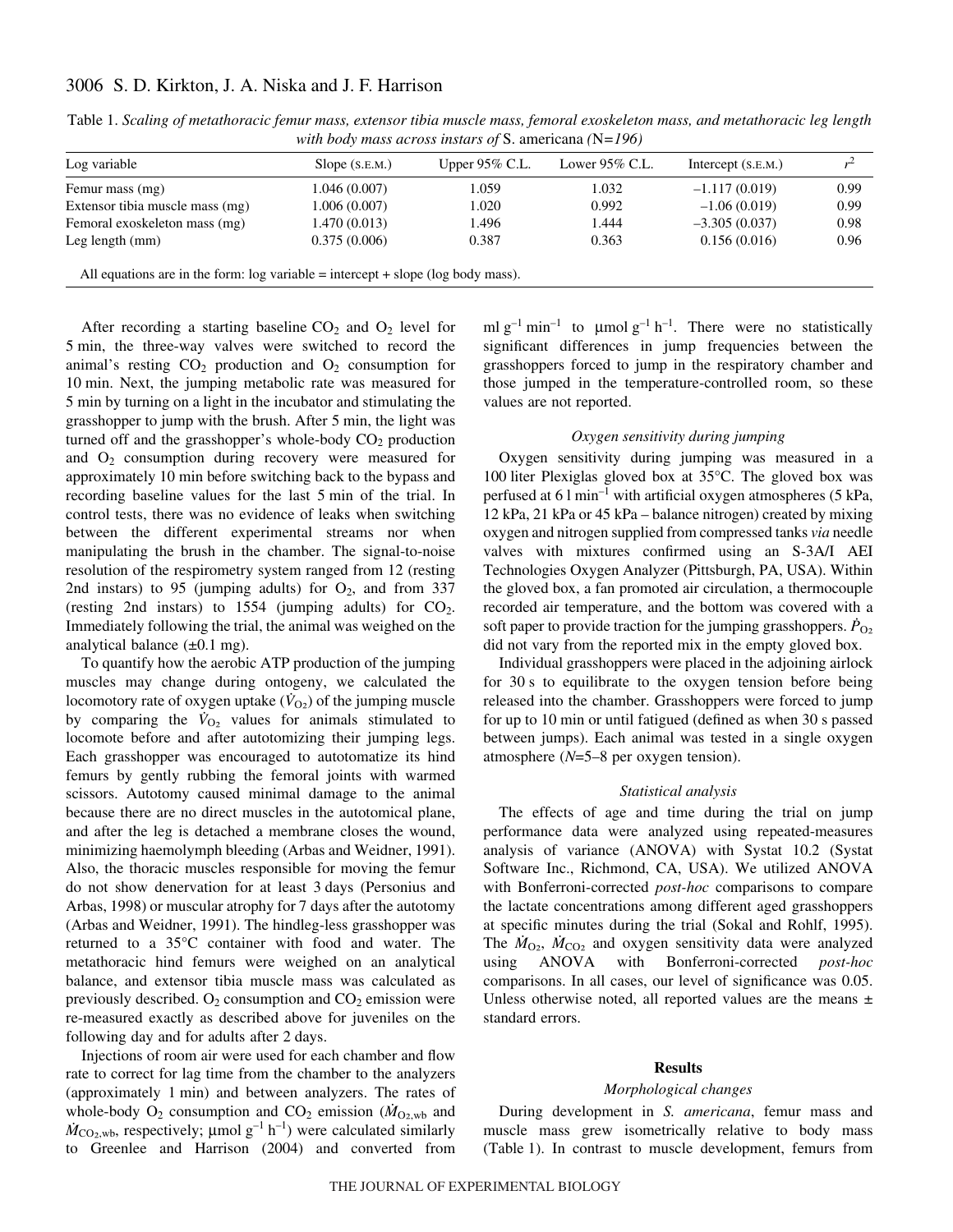Table 1. *Scaling of metathoracic femur mass, extensor tibia muscle mass, femoral exoskeleton mass, and metathoracic leg length with body mass across instars of* S. americana *(N=196)*

| Log variable | Slope (S.E.M.) | Upper 95% C.L. | Lower 95% C.L. | Intercept (S.E.M.) | $r^2$ |
|---|---|---|---|---|---|
| Femur mass (mg) | 1.046 (0.007) | 1.059 | 1.032 | −1.117 (0.019) | 0.99 |
| Extensor tibia muscle mass (mg) | 1.006 (0.007) | 1.020 | 0.992 | −1.06 (0.019) | 0.99 |
| Femoral exoskeleton mass (mg) | 1.470 (0.013) | 1.496 | 1.444 | −3.305 (0.037) | 0.98 |
| Leg length (mm) | 0.375 (0.006) | 0.387 | 0.363 | 0.156 (0.016) | 0.96 |

All equations are in the form: log variable = intercept + slope (log body mass).

After recording a starting baseline $CO_2$ and $O_2$ level for 5 min, the three-way valves were switched to record the animal's resting $CO_2$ production and $O_2$ consumption for 10 min. Next, the jumping metabolic rate was measured for 5 min by turning on a light in the incubator and stimulating the grasshopper to jump with the brush. After 5 min, the light was turned off and the grasshopper's whole-body $CO_2$ production and $O_2$ consumption during recovery were measured for approximately 10 min before switching back to the bypass and recording baseline values for the last 5 min of the trial. In control tests, there was no evidence of leaks when switching between the different experimental streams nor when manipulating the brush in the chamber. The signal-to-noise resolution of the respirometry system ranged from 12 (resting 2nd instars) to 95 (jumping adults) for $O_2$, and from 337 (resting 2nd instars) to 1554 (jumping adults) for $CO_2$. Immediately following the trial, the animal was weighed on the analytical balance (±0.1 mg).

To quantify how the aerobic ATP production of the jumping muscles may change during ontogeny, we calculated the locomotory rate of oxygen uptake ($\dot{V}_{O_2}$) of the jumping muscle by comparing the $\dot{V}_{O_2}$ values for animals stimulated to locomote before and after autotomizing their jumping legs. Each grasshopper was encouraged to autotomatize its hind femurs by gently rubbing the femoral joints with warmed scissors. Autotomy caused minimal damage to the animal because there are no direct muscles in the autotomical plane, and after the leg is detached a membrane closes the wound, minimizing haemolymph bleeding (Arbas and Weidner, 1991). Also, the thoracic muscles responsible for moving the femur do not show denervation for at least 3 days (Personius and Arbas, 1998) or muscular atrophy for 7 days after the autotomy (Arbas and Weidner, 1991). The hindleg-less grasshopper was returned to a 35°C container with food and water. The metathoracic hind femurs were weighed on an analytical balance, and extensor tibia muscle mass was calculated as previously described. $O_2$ consumption and $CO_2$ emission were re-measured exactly as described above for juveniles on the following day and for adults after 2 days.

Injections of room air were used for each chamber and flow rate to correct for lag time from the chamber to the analyzers (approximately 1 min) and between analyzers. The rates of whole-body $O_2$ consumption and $CO_2$ emission ($\dot{M}_{O_2,wb}$ and $\dot{M}_{CO_2,wb}$, respectively; μmol $g^{-1}$ $h^{-1}$) were calculated similarly to Greenlee and Harrison (2004) and converted from ml $g^{-1}$ $min^{-1}$ to μmol $g^{-1}$ $h^{-1}$. There were no statistically significant differences in jump frequencies between the grasshoppers forced to jump in the respiratory chamber and those jumped in the temperature-controlled room, so these values are not reported.

### *Oxygen sensitivity during jumping*

Oxygen sensitivity during jumping was measured in a 100 liter Plexiglas gloved box at 35°C. The gloved box was perfused at 6 l $min^{-1}$ with artificial oxygen atmospheres (5 kPa, 12 kPa, 21 kPa or 45 kPa – balance nitrogen) created by mixing oxygen and nitrogen supplied from compressed tanks *via* needle valves with mixtures confirmed using an S-3A/I AEI Technologies Oxygen Analyzer (Pittsburgh, PA, USA). Within the gloved box, a fan promoted air circulation, a thermocouple recorded air temperature, and the bottom was covered with a soft paper to provide traction for the jumping grasshoppers. $\dot{P}_{O_2}$ did not vary from the reported mix in the empty gloved box.

Individual grasshoppers were placed in the adjoining airlock for 30 s to equilibrate to the oxygen tension before being released into the chamber. Grasshoppers were forced to jump for up to 10 min or until fatigued (defined as when 30 s passed between jumps). Each animal was tested in a single oxygen atmosphere ($N$=5–8 per oxygen tension).

### *Statistical analysis*

The effects of age and time during the trial on jump performance data were analyzed using repeated-measures analysis of variance (ANOVA) with Systat 10.2 (Systat Software Inc., Richmond, CA, USA). We utilized ANOVA with Bonferroni-corrected *post-hoc* comparisons to compare the lactate concentrations among different aged grasshoppers at specific minutes during the trial (Sokal and Rohlf, 1995). The $\dot{M}_{O_2}$, $\dot{M}_{CO_2}$ and oxygen sensitivity data were analyzed using ANOVA with Bonferroni-corrected *post-hoc* comparisons. In all cases, our level of significance was 0.05. Unless otherwise noted, all reported values are the means ± standard errors.

## Results

### *Morphological changes*

During development in *S. americana*, femur mass and muscle mass grew isometrically relative to body mass (Table 1). In contrast to muscle development, femurs from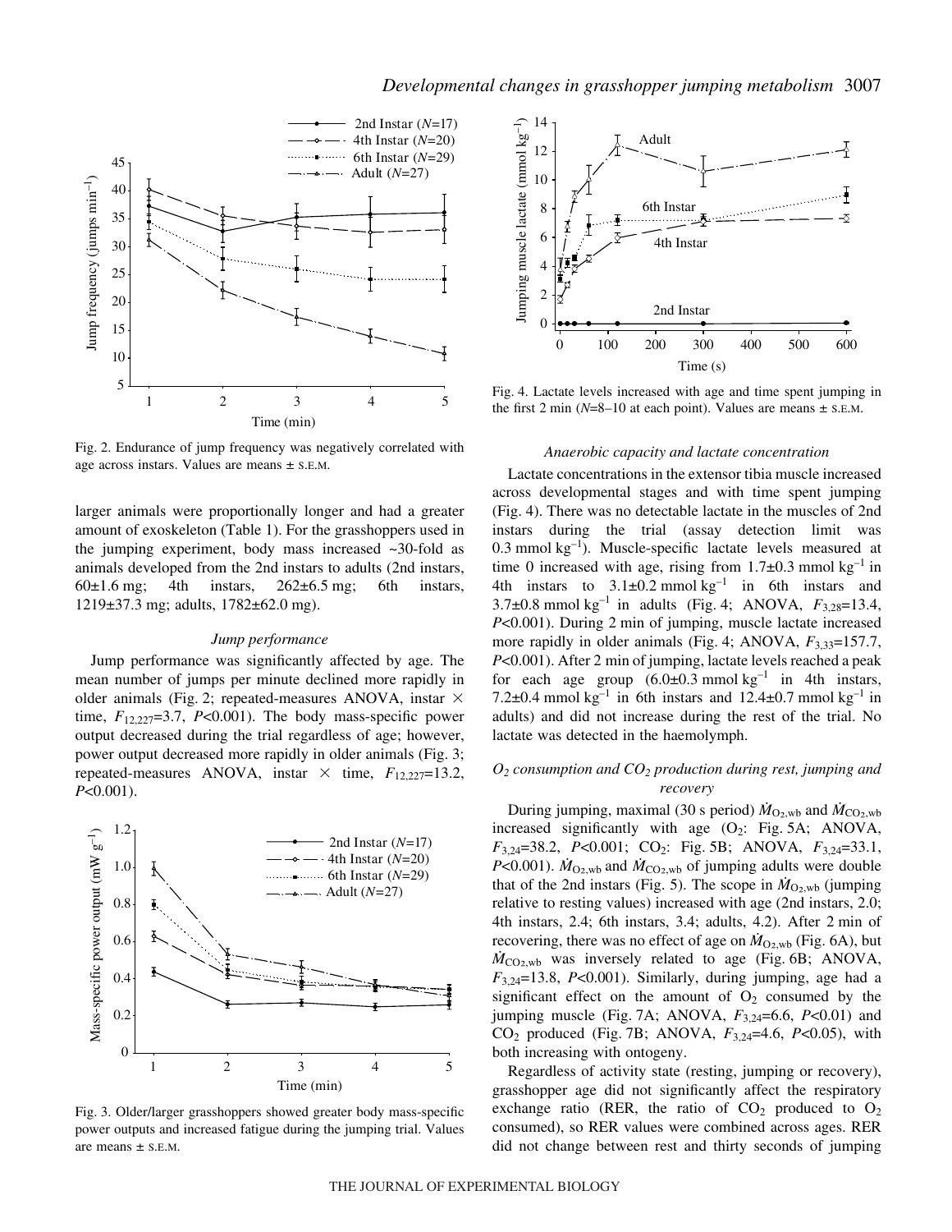Fig. 2. Endurance of jump frequency was negatively correlated with age across instars. Values are means ± S.E.M.

larger animals were proportionally longer and had a greater amount of exoskeleton (Table 1). For the grasshoppers used in the jumping experiment, body mass increased ~30-fold as animals developed from the 2nd instars to adults (2nd instars, 60±1.6 mg; 4th instars, 262±6.5 mg; 6th instars, 1219±37.3 mg; adults, 1782±62.0 mg).

### *Jump performance*

Jump performance was significantly affected by age. The mean number of jumps per minute declined more rapidly in older animals (Fig. 2; repeated-measures ANOVA, instar × time, $F_{12,227}$=3.7, $P$<0.001). The body mass-specific power output decreased during the trial regardless of age; however, power output decreased more rapidly in older animals (Fig. 3; repeated-measures ANOVA, instar × time, $F_{12,227}$=13.2, $P$<0.001).

Fig. 3. Older/larger grasshoppers showed greater body mass-specific power outputs and increased fatigue during the jumping trial. Values are means ± S.E.M.

Fig. 4. Lactate levels increased with age and time spent jumping in the first 2 min ($N$=8–10 at each point). Values are means ± S.E.M.

### *Anaerobic capacity and lactate concentration*

Lactate concentrations in the extensor tibia muscle increased across developmental stages and with time spent jumping (Fig. 4). There was no detectable lactate in the muscles of 2nd instars during the trial (assay detection limit was 0.3 mmol kg$^{-1}$). Muscle-specific lactate levels measured at time 0 increased with age, rising from 1.7±0.3 mmol kg$^{-1}$ in 4th instars to 3.1±0.2 mmol kg$^{-1}$ in 6th instars and 3.7±0.8 mmol kg$^{-1}$ in adults (Fig. 4; ANOVA, $F_{3,28}$=13.4, $P$<0.001). During 2 min of jumping, muscle lactate increased more rapidly in older animals (Fig. 4; ANOVA, $F_{3,33}$=157.7, $P$<0.001). After 2 min of jumping, lactate levels reached a peak for each age group (6.0±0.3 mmol kg$^{-1}$ in 4th instars, 7.2±0.4 mmol kg$^{-1}$ in 6th instars and 12.4±0.7 mmol kg$^{-1}$ in adults) and did not increase during the rest of the trial. No lactate was detected in the haemolymph.

### *$O_2$ consumption and $CO_2$ production during rest, jumping and recovery*

During jumping, maximal (30 s period) $\dot{M}_{O_2,wb}$ and $\dot{M}_{CO_2,wb}$ increased significantly with age ($O_2$: Fig. 5A; ANOVA, $F_{3,24}$=38.2, $P$<0.001; $CO_2$: Fig. 5B; ANOVA, $F_{3,24}$=33.1, $P$<0.001). $\dot{M}_{O_2,wb}$ and $\dot{M}_{CO_2,wb}$ of jumping adults were double that of the 2nd instars (Fig. 5). The scope in $\dot{M}_{O_2,wb}$ (jumping relative to resting values) increased with age (2nd instars, 2.0; 4th instars, 2.4; 6th instars, 3.4; adults, 4.2). After 2 min of recovering, there was no effect of age on $\dot{M}_{O_2,wb}$ (Fig. 6A), but $\dot{M}_{CO_2,wb}$ was inversely related to age (Fig. 6B; ANOVA, $F_{3,24}$=13.8, $P$<0.001). Similarly, during jumping, age had a significant effect on the amount of $O_2$ consumed by the jumping muscle (Fig. 7A; ANOVA, $F_{3,24}$=6.6, $P$<0.01) and $CO_2$ produced (Fig. 7B; ANOVA, $F_{3,24}$=4.6, $P$<0.05), with both increasing with ontogeny.

Regardless of activity state (resting, jumping or recovery), grasshopper age did not significantly affect the respiratory exchange ratio (RER, the ratio of $CO_2$ produced to $O_2$ consumed), so RER values were combined across ages. RER did not change between rest and thirty seconds of jumping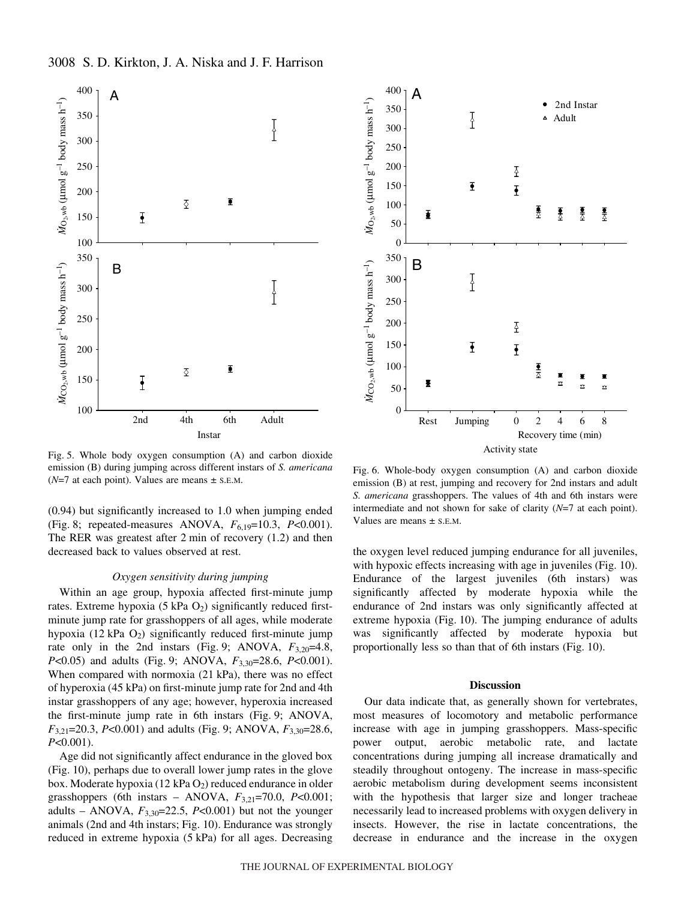Fig. 5. Whole body oxygen consumption (A) and carbon dioxide emission (B) during jumping across different instars of *S. americana* ($N$=7 at each point). Values are means ± S.E.M.

Fig. 6. Whole-body oxygen consumption (A) and carbon dioxide emission (B) at rest, jumping and recovery for 2nd instars and adult *S. americana* grasshoppers. The values of 4th and 6th instars were intermediate and not shown for sake of clarity ($N$=7 at each point). Values are means ± S.E.M.

(0.94) but significantly increased to 1.0 when jumping ended (Fig. 8; repeated-measures ANOVA, $F_{6,19}$=10.3, $P$<0.001). The RER was greatest after 2 min of recovery (1.2) and then decreased back to values observed at rest.

### *Oxygen sensitivity during jumping*

Within an age group, hypoxia affected first-minute jump rates. Extreme hypoxia (5 kPa $O_2$) significantly reduced first-minute jump rate for grasshoppers of all ages, while moderate hypoxia (12 kPa $O_2$) significantly reduced first-minute jump rate only in the 2nd instars (Fig. 9; ANOVA, $F_{3,20}$=4.8, $P$<0.05) and adults (Fig. 9; ANOVA, $F_{3,30}$=28.6, $P$<0.001). When compared with normoxia (21 kPa), there was no effect of hyperoxia (45 kPa) on first-minute jump rate for 2nd and 4th instar grasshoppers of any age; however, hyperoxia increased the first-minute jump rate in 6th instars (Fig. 9; ANOVA, $F_{3,21}$=20.3, $P$<0.001) and adults (Fig. 9; ANOVA, $F_{3,30}$=28.6, $P$<0.001).

Age did not significantly affect endurance in the gloved box (Fig. 10), perhaps due to overall lower jump rates in the glove box. Moderate hypoxia (12 kPa $O_2$) reduced endurance in older grasshoppers (6th instars – ANOVA, $F_{3,21}$=70.0, $P$<0.001; adults – ANOVA, $F_{3,30}$=22.5, $P$<0.001) but not the younger animals (2nd and 4th instars; Fig. 10). Endurance was strongly reduced in extreme hypoxia (5 kPa) for all ages. Decreasing the oxygen level reduced jumping endurance for all juveniles, with hypoxic effects increasing with age in juveniles (Fig. 10). Endurance of the largest juveniles (6th instars) was significantly affected by moderate hypoxia while the endurance of 2nd instars was only significantly affected at extreme hypoxia (Fig. 10). The jumping endurance of adults was significantly affected by moderate hypoxia but proportionally less so than that of 6th instars (Fig. 10).

## Discussion

Our data indicate that, as generally shown for vertebrates, most measures of locomotory and metabolic performance increase with age in jumping grasshoppers. Mass-specific power output, aerobic metabolic rate, and lactate concentrations during jumping all increase dramatically and steadily throughout ontogeny. The increase in mass-specific aerobic metabolism during development seems inconsistent with the hypothesis that larger size and longer tracheae necessarily lead to increased problems with oxygen delivery in insects. However, the rise in lactate concentrations, the decrease in endurance and the increase in the oxygen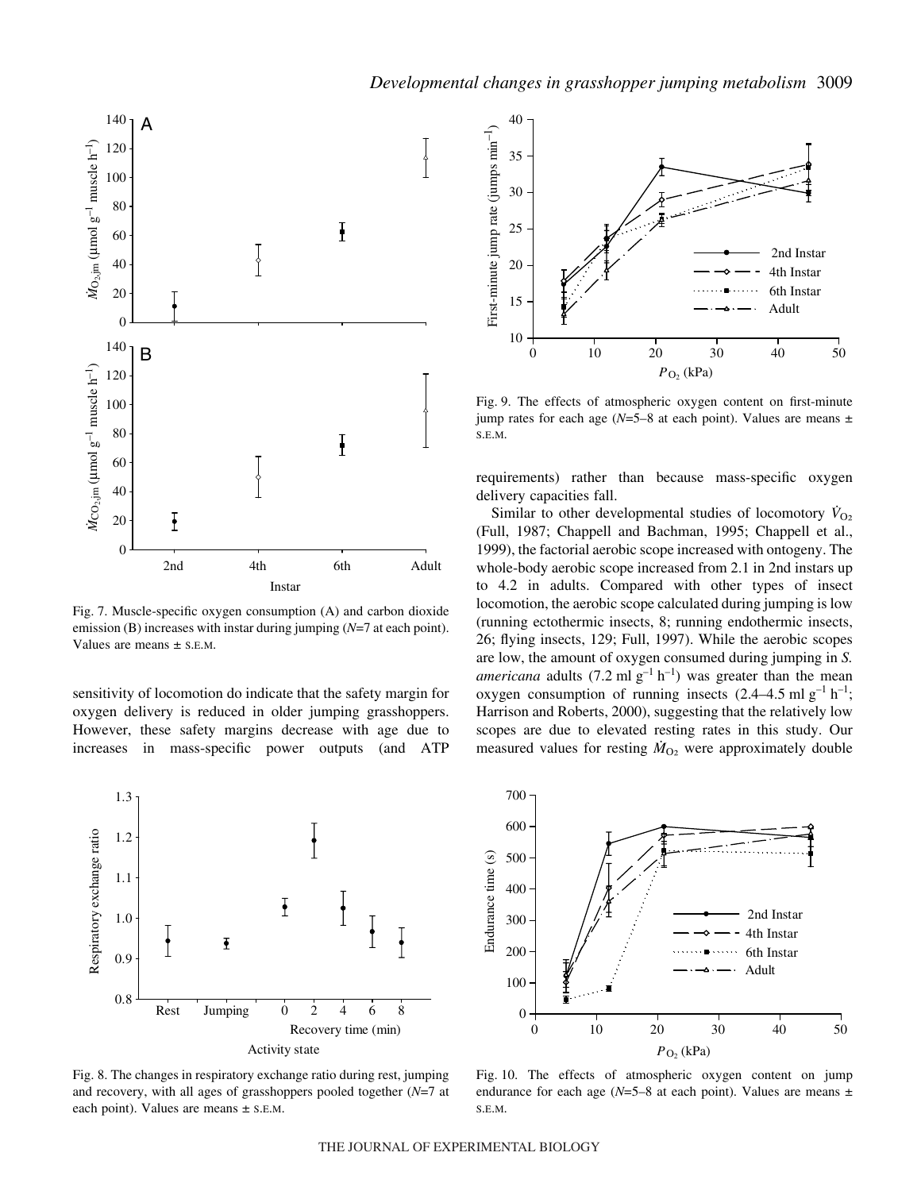Fig. 7. Muscle-specific oxygen consumption (A) and carbon dioxide emission (B) increases with instar during jumping ($N$=7 at each point). Values are means ± S.E.M.

sensitivity of locomotion do indicate that the safety margin for oxygen delivery is reduced in older jumping grasshoppers. However, these safety margins decrease with age due to increases in mass-specific power outputs (and ATP requirements) rather than because mass-specific oxygen delivery capacities fall.

Fig. 8. The changes in respiratory exchange ratio during rest, jumping and recovery, with all ages of grasshoppers pooled together ($N$=7 at each point). Values are means ± S.E.M.

Fig. 9. The effects of atmospheric oxygen content on first-minute jump rates for each age ($N$=5–8 at each point). Values are means ± S.E.M.

Similar to other developmental studies of locomotory $\dot{V}_{O_2}$ (Full, 1987; Chappell and Bachman, 1995; Chappell et al., 1999), the factorial aerobic scope increased with ontogeny. The whole-body aerobic scope increased from 2.1 in 2nd instars up to 4.2 in adults. Compared with other types of insect locomotion, the aerobic scope calculated during jumping is low (running ectothermic insects, 8; running endothermic insects, 26; flying insects, 129; Full, 1997). While the aerobic scopes are low, the amount of oxygen consumed during jumping in *S. americana* adults (7.2 ml $g^{-1}$ $h^{-1}$) was greater than the mean oxygen consumption of running insects (2.4–4.5 ml $g^{-1}$ $h^{-1}$; Harrison and Roberts, 2000), suggesting that the relatively low scopes are due to elevated resting rates in this study. Our measured values for resting $\dot{M}_{O_2}$ were approximately double

Fig. 10. The effects of atmospheric oxygen content on jump endurance for each age ($N$=5–8 at each point). Values are means ± S.E.M.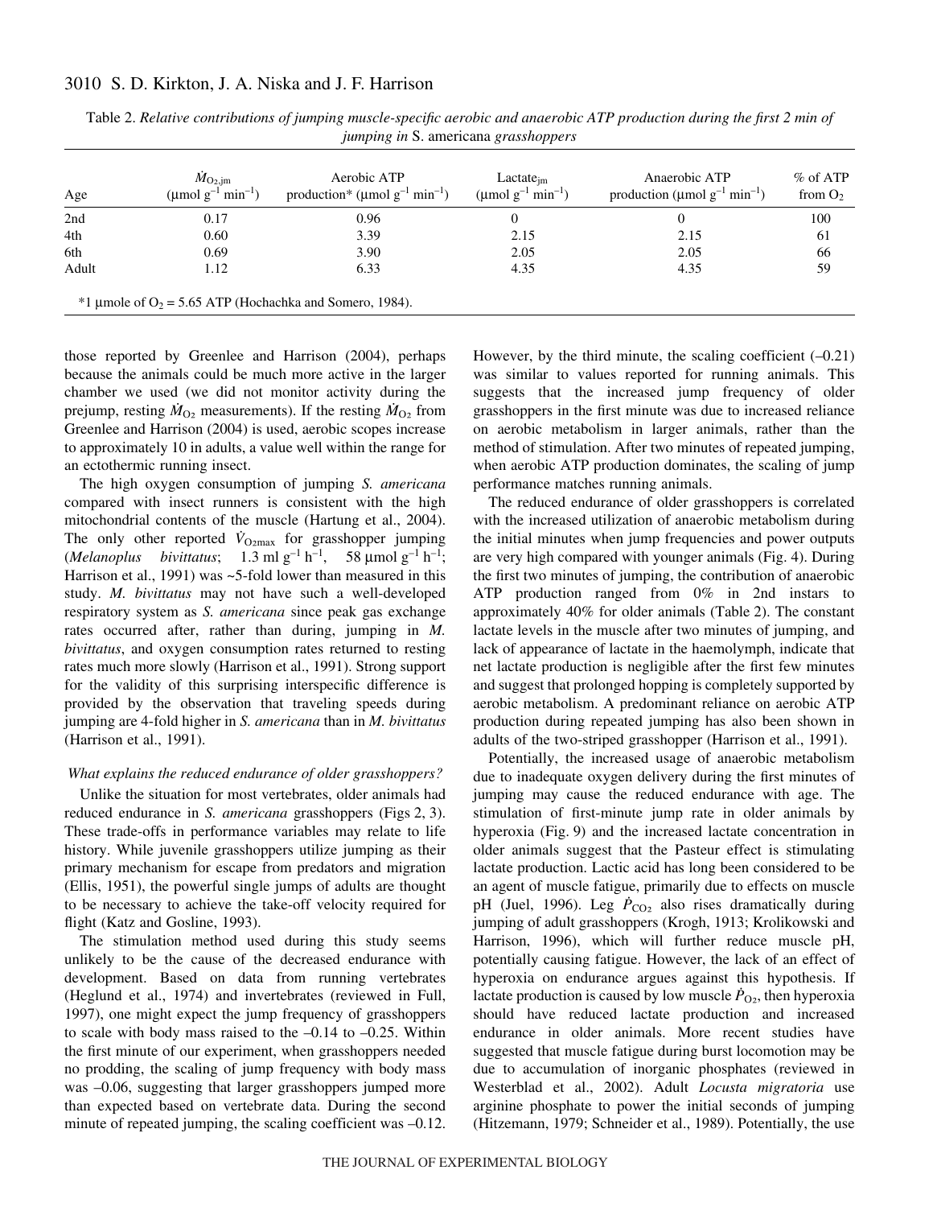Table 2. *Relative contributions of jumping muscle-specific aerobic and anaerobic ATP production during the first 2 min of jumping in* S. americana *grasshoppers*

| Age | $\dot{M}_{O_2,jm}$ (μmol g$^{-1}$ min$^{-1}$) | Aerobic ATP production* (μmol g$^{-1}$ min$^{-1}$) | Lactate$_{jm}$ (μmol g$^{-1}$ min$^{-1}$) | Anaerobic ATP production (μmol g$^{-1}$ min$^{-1}$) | % of ATP from $O_2$ |
|---|---|---|---|---|---|
| 2nd | 0.17 | 0.96 | 0 | 0 | 100 |
| 4th | 0.60 | 3.39 | 2.15 | 2.15 | 61 |
| 6th | 0.69 | 3.90 | 2.05 | 2.05 | 66 |
| Adult | 1.12 | 6.33 | 4.35 | 4.35 | 59 |

*1 μmole of $O_2$ = 5.65 ATP (Hochachka and Somero, 1984).

those reported by Greenlee and Harrison (2004), perhaps because the animals could be much more active in the larger chamber we used (we did not monitor activity during the prejump, resting $\dot{M}_{O_2}$ measurements). If the resting $\dot{M}_{O_2}$ from Greenlee and Harrison (2004) is used, aerobic scopes increase to approximately 10 in adults, a value well within the range for an ectothermic running insect.

The high oxygen consumption of jumping *S. americana* compared with insect runners is consistent with the high mitochondrial contents of the muscle (Hartung et al., 2004). The only other reported $\dot{V}_{O_2max}$ for grasshopper jumping (*Melanoplus bivittatus*; 1.3 ml g$^{-1}$ h$^{-1}$, 58 μmol g$^{-1}$ h$^{-1}$; Harrison et al., 1991) was ~5-fold lower than measured in this study. *M. bivittatus* may not have such a well-developed respiratory system as *S. americana* since peak gas exchange rates occurred after, rather than during, jumping in *M. bivittatus*, and oxygen consumption rates returned to resting rates much more slowly (Harrison et al., 1991). Strong support for the validity of this surprising interspecific difference is provided by the observation that traveling speeds during jumping are 4-fold higher in *S. americana* than in *M. bivittatus* (Harrison et al., 1991).

### *What explains the reduced endurance of older grasshoppers?*

Unlike the situation for most vertebrates, older animals had reduced endurance in *S. americana* grasshoppers (Figs 2, 3). These trade-offs in performance variables may relate to life history. While juvenile grasshoppers utilize jumping as their primary mechanism for escape from predators and migration (Ellis, 1951), the powerful single jumps of adults are thought to be necessary to achieve the take-off velocity required for flight (Katz and Gosline, 1993).

The stimulation method used during this study seems unlikely to be the cause of the decreased endurance with development. Based on data from running vertebrates (Heglund et al., 1974) and invertebrates (reviewed in Full, 1997), one might expect the jump frequency of grasshoppers to scale with body mass raised to the –0.14 to –0.25. Within the first minute of our experiment, when grasshoppers needed no prodding, the scaling of jump frequency with body mass was –0.06, suggesting that larger grasshoppers jumped more than expected based on vertebrate data. During the second minute of repeated jumping, the scaling coefficient was –0.12. However, by the third minute, the scaling coefficient (–0.21) was similar to values reported for running animals. This suggests that the increased jump frequency of older grasshoppers in the first minute was due to increased reliance on aerobic metabolism in larger animals, rather than the method of stimulation. After two minutes of repeated jumping, when aerobic ATP production dominates, the scaling of jump performance matches running animals.

The reduced endurance of older grasshoppers is correlated with the increased utilization of anaerobic metabolism during the initial minutes when jump frequencies and power outputs are very high compared with younger animals (Fig. 4). During the first two minutes of jumping, the contribution of anaerobic ATP production ranged from 0% in 2nd instars to approximately 40% for older animals (Table 2). The constant lactate levels in the muscle after two minutes of jumping, and lack of appearance of lactate in the haemolymph, indicate that net lactate production is negligible after the first few minutes and suggest that prolonged hopping is completely supported by aerobic metabolism. A predominant reliance on aerobic ATP production during repeated jumping has also been shown in adults of the two-striped grasshopper (Harrison et al., 1991).

Potentially, the increased usage of anaerobic metabolism due to inadequate oxygen delivery during the first minutes of jumping may cause the reduced endurance with age. The stimulation of first-minute jump rate in older animals by hyperoxia (Fig. 9) and the increased lactate concentration in older animals suggest that the Pasteur effect is stimulating lactate production. Lactic acid has long been considered to be an agent of muscle fatigue, primarily due to effects on muscle pH (Juel, 1996). Leg $\dot{P}_{CO_2}$ also rises dramatically during jumping of adult grasshoppers (Krogh, 1913; Krolikowski and Harrison, 1996), which will further reduce muscle pH, potentially causing fatigue. However, the lack of an effect of hyperoxia on endurance argues against this hypothesis. If lactate production is caused by low muscle $\dot{P}_{O_2}$, then hyperoxia should have reduced lactate production and increased endurance in older animals. More recent studies have suggested that muscle fatigue during burst locomotion may be due to accumulation of inorganic phosphates (reviewed in Westerblad et al., 2002). Adult *Locusta migratoria* use arginine phosphate to power the initial seconds of jumping (Hitzemann, 1979; Schneider et al., 1989). Potentially, the use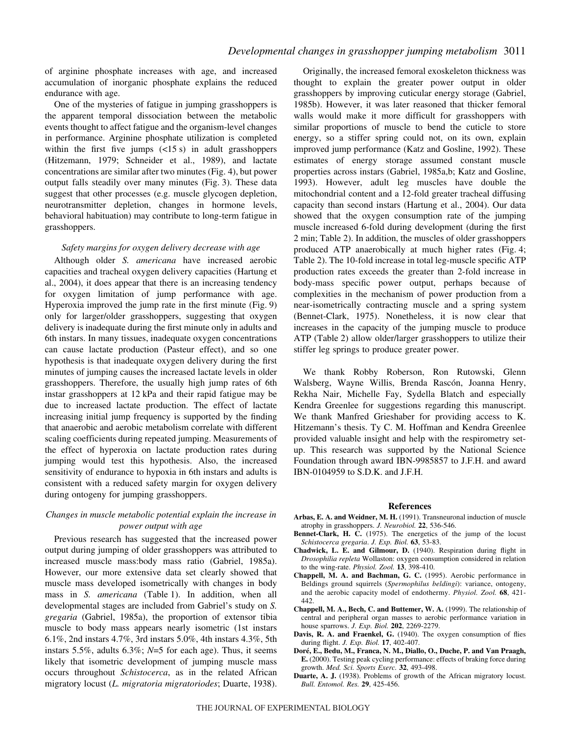of arginine phosphate increases with age, and increased accumulation of inorganic phosphate explains the reduced endurance with age.

One of the mysteries of fatigue in jumping grasshoppers is the apparent temporal dissociation between the metabolic events thought to affect fatigue and the organism-level changes in performance. Arginine phosphate utilization is completed within the first five jumps (<15 s) in adult grasshoppers (Hitzemann, 1979; Schneider et al., 1989), and lactate concentrations are similar after two minutes (Fig. 4), but power output falls steadily over many minutes (Fig. 3). These data suggest that other processes (e.g. muscle glycogen depletion, neurotransmitter depletion, changes in hormone levels, behavioral habituation) may contribute to long-term fatigue in grasshoppers.

### *Safety margins for oxygen delivery decrease with age*

Although older *S. americana* have increased aerobic capacities and tracheal oxygen delivery capacities (Hartung et al., 2004), it does appear that there is an increasing tendency for oxygen limitation of jump performance with age. Hyperoxia improved the jump rate in the first minute (Fig. 9) only for larger/older grasshoppers, suggesting that oxygen delivery is inadequate during the first minute only in adults and 6th instars. In many tissues, inadequate oxygen concentrations can cause lactate production (Pasteur effect), and so one hypothesis is that inadequate oxygen delivery during the first minutes of jumping causes the increased lactate levels in older grasshoppers. Therefore, the usually high jump rates of 6th instar grasshoppers at 12 kPa and their rapid fatigue may be due to increased lactate production. The effect of lactate increasing initial jump frequency is supported by the finding that anaerobic and aerobic metabolism correlate with different scaling coefficients during repeated jumping. Measurements of the effect of hyperoxia on lactate production rates during jumping would test this hypothesis. Also, the increased sensitivity of endurance to hypoxia in 6th instars and adults is consistent with a reduced safety margin for oxygen delivery during ontogeny for jumping grasshoppers.

### *Changes in muscle metabolic potential explain the increase in power output with age*

Previous research has suggested that the increased power output during jumping of older grasshoppers was attributed to increased muscle mass:body mass ratio (Gabriel, 1985a). However, our more extensive data set clearly showed that muscle mass developed isometrically with changes in body mass in *S. americana* (Table 1). In addition, when all developmental stages are included from Gabriel's study on *S. gregaria* (Gabriel, 1985a), the proportion of extensor tibia muscle to body mass appears nearly isometric (1st instars 6.1%, 2nd instars 4.7%, 3rd instars 5.0%, 4th instars 4.3%, 5th instars 5.5%, adults 6.3%; $N$=5 for each age). Thus, it seems likely that isometric development of jumping muscle mass occurs throughout *Schistocerca*, as in the related African migratory locust (*L. migratoria migratoriodes*; Duarte, 1938).

Originally, the increased femoral exoskeleton thickness was thought to explain the greater power output in older grasshoppers by improving cuticular energy storage (Gabriel, 1985b). However, it was later reasoned that thicker femoral walls would make it more difficult for grasshoppers with similar proportions of muscle to bend the cuticle to store energy, so a stiffer spring could not, on its own, explain improved jump performance (Katz and Gosline, 1992). These estimates of energy storage assumed constant muscle properties across instars (Gabriel, 1985a,b; Katz and Gosline, 1993). However, adult leg muscles have double the mitochondrial content and a 12-fold greater tracheal diffusing capacity than second instars (Hartung et al., 2004). Our data showed that the oxygen consumption rate of the jumping muscle increased 6-fold during development (during the first 2 min; Table 2). In addition, the muscles of older grasshoppers produced ATP anaerobically at much higher rates (Fig. 4; Table 2). The 10-fold increase in total leg-muscle specific ATP production rates exceeds the greater than 2-fold increase in body-mass specific power output, perhaps because of complexities in the mechanism of power production from a near-isometrically contracting muscle and a spring system (Bennet-Clark, 1975). Nonetheless, it is now clear that increases in the capacity of the jumping muscle to produce ATP (Table 2) allow older/larger grasshoppers to utilize their stiffer leg springs to produce greater power.

We thank Robby Roberson, Ron Rutowski, Glenn Walsberg, Wayne Willis, Brenda Rascón, Joanna Henry, Rekha Nair, Michelle Fay, Sydella Blatch and especially Kendra Greenlee for suggestions regarding this manuscript. We thank Manfred Grieshaber for providing access to K. Hitzemann's thesis. Ty C. M. Hoffman and Kendra Greenlee provided valuable insight and help with the respirometry set-up. This research was supported by the National Science Foundation through award IBN-9985857 to J.F.H. and award IBN-0104959 to S.D.K. and J.F.H.

## References

**Arbas, E. A. and Weidner, M. H.** (1991). Transneuronal induction of muscle atrophy in grasshoppers. *J. Neurobiol.* **22**, 536-546.

**Bennet-Clark, H. C.** (1975). The energetics of the jump of the locust *Schistocerca gregaria*. *J. Exp. Biol.* **63**, 53-83.

**Chadwick, L. E. and Gilmour, D.** (1940). Respiration during flight in *Drosophilia repleta* Wollaston: oxygen consumption considered in relation to the wing-rate. *Physiol. Zool.* **13**, 398-410.

**Chappell, M. A. and Bachman, G. C.** (1995). Aerobic performance in Beldings ground squirrels (*Spermophilus beldingi*): variance, ontogeny, and the aerobic capacity model of endothermy. *Physiol. Zool.* **68**, 421-442.

**Chappell, M. A., Bech, C. and Buttemer, W. A.** (1999). The relationship of central and peripheral organ masses to aerobic performance variation in house sparrows. *J. Exp. Biol.* **202**, 2269-2279.

**Davis, R. A. and Fraenkel, G.** (1940). The oxygen consumption of flies during flight. *J. Exp. Biol.* **17**, 402-407.

**Doré, E., Bedu, M., Franca, N. M., Diallo, O., Duche, P. and Van Praagh, E.** (2000). Testing peak cycling performance: effects of braking force during growth. *Med. Sci. Sports Exerc.* **32**, 493-498.

**Duarte, A. J.** (1938). Problems of growth of the African migratory locust. *Bull. Entomol. Res.* **29**, 425-456.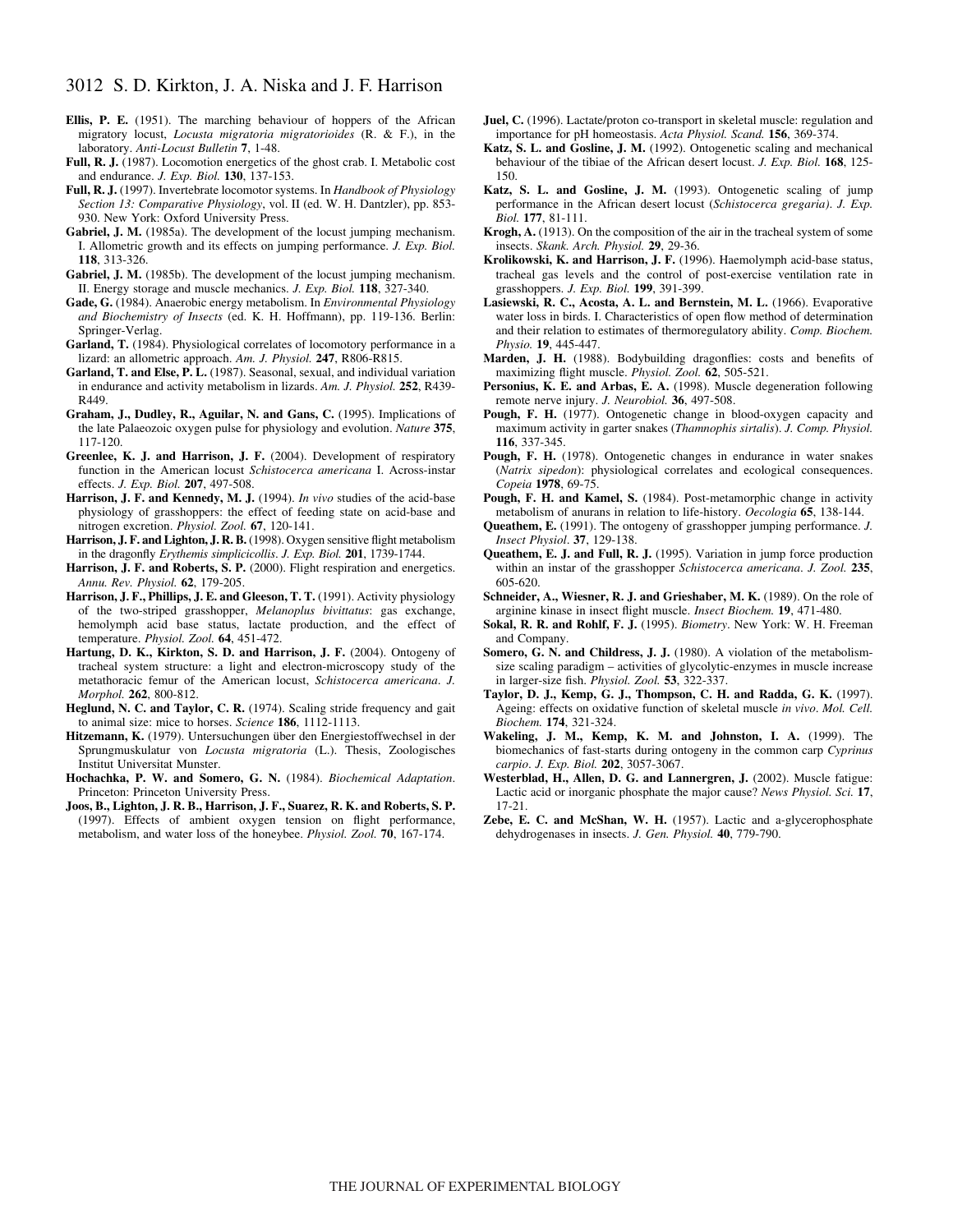**Ellis, P. E.** (1951). The marching behaviour of hoppers of the African migratory locust, *Locusta migratoria migratorioides* (R. & F.), in the laboratory. *Anti-Locust Bulletin* **7**, 1-48.

**Full, R. J.** (1987). Locomotion energetics of the ghost crab. I. Metabolic cost and endurance. *J. Exp. Biol.* **130**, 137-153.

**Full, R. J.** (1997). Invertebrate locomotor systems. In *Handbook of Physiology Section 13: Comparative Physiology*, vol. II (ed. W. H. Dantzler), pp. 853-930. New York: Oxford University Press.

**Gabriel, J. M.** (1985a). The development of the locust jumping mechanism. I. Allometric growth and its effects on jumping performance. *J. Exp. Biol.* **118**, 313-326.

**Gabriel, J. M.** (1985b). The development of the locust jumping mechanism. II. Energy storage and muscle mechanics. *J. Exp. Biol.* **118**, 327-340.

**Gade, G.** (1984). Anaerobic energy metabolism. In *Environmental Physiology and Biochemistry of Insects* (ed. K. H. Hoffmann), pp. 119-136. Berlin: Springer-Verlag.

**Garland, T.** (1984). Physiological correlates of locomotory performance in a lizard: an allometric approach. *Am. J. Physiol.* **247**, R806-R815.

**Garland, T. and Else, P. L.** (1987). Seasonal, sexual, and individual variation in endurance and activity metabolism in lizards. *Am. J. Physiol.* **252**, R439-R449.

**Graham, J., Dudley, R., Aguilar, N. and Gans, C.** (1995). Implications of the late Palaeozoic oxygen pulse for physiology and evolution. *Nature* **375**, 117-120.

**Greenlee, K. J. and Harrison, J. F.** (2004). Development of respiratory function in the American locust *Schistocerca americana* I. Across-instar effects. *J. Exp. Biol.* **207**, 497-508.

**Harrison, J. F. and Kennedy, M. J.** (1994). *In vivo* studies of the acid-base physiology of grasshoppers: the effect of feeding state on acid-base and nitrogen excretion. *Physiol. Zool.* **67**, 120-141.

**Harrison, J. F. and Lighton, J. R. B.** (1998). Oxygen sensitive flight metabolism in the dragonfly *Erythemis simplicicollis*. *J. Exp. Biol.* **201**, 1739-1744.

**Harrison, J. F. and Roberts, S. P.** (2000). Flight respiration and energetics. *Annu. Rev. Physiol.* **62**, 179-205.

**Harrison, J. F., Phillips, J. E. and Gleeson, T. T.** (1991). Activity physiology of the two-striped grasshopper, *Melanoplus bivittatus*: gas exchange, hemolymph acid base status, lactate production, and the effect of temperature. *Physiol. Zool.* **64**, 451-472.

**Hartung, D. K., Kirkton, S. D. and Harrison, J. F.** (2004). Ontogeny of tracheal system structure: a light and electron-microscopy study of the metathoracic femur of the American locust, *Schistocerca americana*. *J. Morphol.* **262**, 800-812.

**Heglund, N. C. and Taylor, C. R.** (1974). Scaling stride frequency and gait to animal size: mice to horses. *Science* **186**, 1112-1113.

**Hitzemann, K.** (1979). Untersuchungen über den Energiestoffwechsel in der Sprungmuskulatur von *Locusta migratoria* (L.). Thesis, Zoologisches Institut Universitat Munster.

**Hochachka, P. W. and Somero, G. N.** (1984). *Biochemical Adaptation*. Princeton: Princeton University Press.

**Joos, B., Lighton, J. R. B., Harrison, J. F., Suarez, R. K. and Roberts, S. P.** (1997). Effects of ambient oxygen tension on flight performance, metabolism, and water loss of the honeybee. *Physiol. Zool.* **70**, 167-174.

**Juel, C.** (1996). Lactate/proton co-transport in skeletal muscle: regulation and importance for pH homeostasis. *Acta Physiol. Scand.* **156**, 369-374.

**Katz, S. L. and Gosline, J. M.** (1992). Ontogenetic scaling and mechanical behaviour of the tibiae of the African desert locust. *J. Exp. Biol.* **168**, 125-150.

**Katz, S. L. and Gosline, J. M.** (1993). Ontogenetic scaling of jump performance in the African desert locust (*Schistocerca gregaria*). *J. Exp. Biol.* **177**, 81-111.

**Krogh, A.** (1913). On the composition of the air in the tracheal system of some insects. *Skank. Arch. Physiol.* **29**, 29-36.

**Krolikowski, K. and Harrison, J. F.** (1996). Haemolymph acid-base status, tracheal gas levels and the control of post-exercise ventilation rate in grasshoppers. *J. Exp. Biol.* **199**, 391-399.

**Lasiewski, R. C., Acosta, A. L. and Bernstein, M. L.** (1966). Evaporative water loss in birds. I. Characteristics of open flow method of determination and their relation to estimates of thermoregulatory ability. *Comp. Biochem. Physio.* **19**, 445-447.

**Marden, J. H.** (1988). Bodybuilding dragonflies: costs and benefits of maximizing flight muscle. *Physiol. Zool.* **62**, 505-521.

**Personius, K. E. and Arbas, E. A.** (1998). Muscle degeneration following remote nerve injury. *J. Neurobiol.* **36**, 497-508.

**Pough, F. H.** (1977). Ontogenetic change in blood-oxygen capacity and maximum activity in garter snakes (*Thamnophis sirtalis*). *J. Comp. Physiol.* **116**, 337-345.

**Pough, F. H.** (1978). Ontogenetic changes in endurance in water snakes (*Natrix sipedon*): physiological correlates and ecological consequences. *Copeia* **1978**, 69-75.

**Pough, F. H. and Kamel, S.** (1984). Post-metamorphic change in activity metabolism of anurans in relation to life-history. *Oecologia* **65**, 138-144.

**Queathem, E.** (1991). The ontogeny of grasshopper jumping performance. *J. Insect Physiol*. **37**, 129-138.

**Queathem, E. J. and Full, R. J.** (1995). Variation in jump force production within an instar of the grasshopper *Schistocerca americana*. *J. Zool.* **235**, 605-620.

**Schneider, A., Wiesner, R. J. and Grieshaber, M. K.** (1989). On the role of arginine kinase in insect flight muscle. *Insect Biochem.* **19**, 471-480.

**Sokal, R. R. and Rohlf, F. J.** (1995). *Biometry*. New York: W. H. Freeman and Company.

**Somero, G. N. and Childress, J. J.** (1980). A violation of the metabolism-size scaling paradigm – activities of glycolytic-enzymes in muscle increase in larger-size fish. *Physiol. Zool.* **53**, 322-337.

**Taylor, D. J., Kemp, G. J., Thompson, C. H. and Radda, G. K.** (1997). Ageing: effects on oxidative function of skeletal muscle *in vivo*. *Mol. Cell. Biochem.* **174**, 321-324.

**Wakeling, J. M., Kemp, K. M. and Johnston, I. A.** (1999). The biomechanics of fast-starts during ontogeny in the common carp *Cyprinus carpio*. *J. Exp. Biol.* **202**, 3057-3067.

**Westerblad, H., Allen, D. G. and Lannergren, J.** (2002). Muscle fatigue: Lactic acid or inorganic phosphate the major cause? *News Physiol. Sci.* **17**, 17-21.

**Zebe, E. C. and McShan, W. H.** (1957). Lactic and a-glycerophosphate dehydrogenases in insects. *J. Gen. Physiol.* **40**, 779-790.